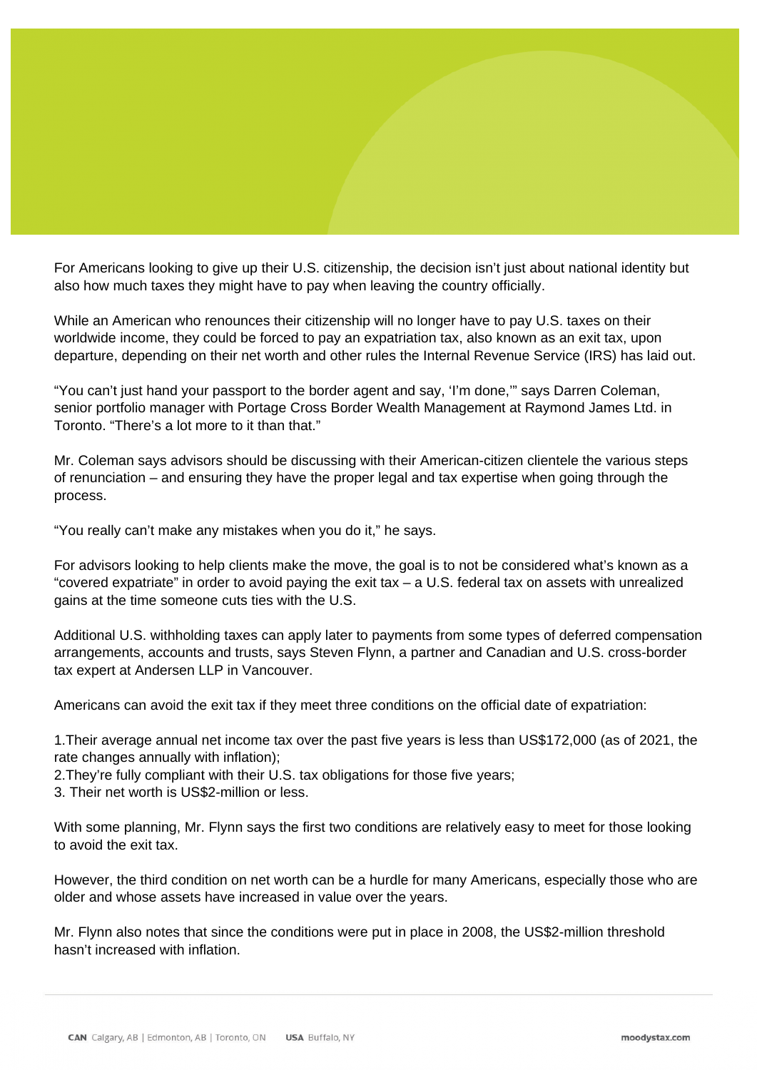For Americans looking to give up their U.S. citizenship, the decision isn't just about national identity but also how much taxes they might have to pay when leaving the country officially.

While an American who renounces their citizenship will no longer have to pay U.S. taxes on their worldwide income, they could be forced to pay an expatriation tax, also known as an exit tax, upon departure, depending on their net worth and other rules the Internal Revenue Service (IRS) has laid out.

"You can't just hand your passport to the border agent and say, 'I'm done,'" says Darren Coleman, senior portfolio manager with Portage Cross Border Wealth Management at Raymond James Ltd. in Toronto. "There's a lot more to it than that."

Mr. Coleman says advisors should be discussing with their American-citizen clientele the various steps of renunciation – and ensuring they have the proper legal and tax expertise when going through the process.

"You really can't make any mistakes when you do it," he says.

For advisors looking to help clients make the move, the goal is to not be considered what's known as a "covered expatriate" in order to avoid paying the exit tax – a U.S. federal tax on assets with unrealized gains at the time someone cuts ties with the U.S.

Additional U.S. withholding taxes can apply later to payments from some types of deferred compensation arrangements, accounts and trusts, says Steven Flynn, a partner and Canadian and U.S. cross-border tax expert at Andersen LLP in Vancouver.

Americans can avoid the exit tax if they meet three conditions on the official date of expatriation:

1. Their average annual net income tax over the past five years is less than US$172,000 (as of 2021, the rate changes annually with inflation);
2. They're fully compliant with their U.S. tax obligations for those five years;
3. Their net worth is US$2-million or less.

With some planning, Mr. Flynn says the first two conditions are relatively easy to meet for those looking to avoid the exit tax.

However, the third condition on net worth can be a hurdle for many Americans, especially those who are older and whose assets have increased in value over the years.

Mr. Flynn also notes that since the conditions were put in place in 2008, the US$2-million threshold hasn't increased with inflation.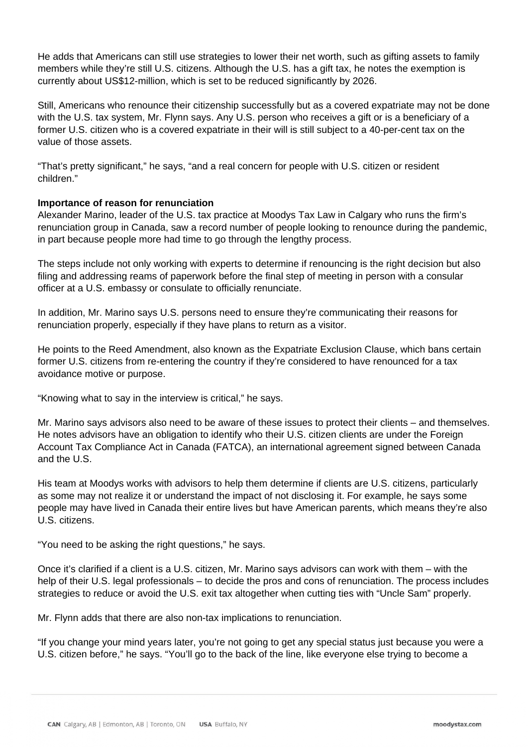He adds that Americans can still use strategies to lower their net worth, such as gifting assets to family members while they're still U.S. citizens. Although the U.S. has a gift tax, he notes the exemption is currently about US$12-million, which is set to be reduced significantly by 2026.

Still, Americans who renounce their citizenship successfully but as a covered expatriate may not be done with the U.S. tax system, Mr. Flynn says. Any U.S. person who receives a gift or is a beneficiary of a former U.S. citizen who is a covered expatriate in their will is still subject to a 40-per-cent tax on the value of those assets.

"That's pretty significant," he says, "and a real concern for people with U.S. citizen or resident children."

**Importance of reason for renunciation**

Alexander Marino, leader of the U.S. tax practice at Moodys Tax Law in Calgary who runs the firm's renunciation group in Canada, saw a record number of people looking to renounce during the pandemic, in part because people more had time to go through the lengthy process.

The steps include not only working with experts to determine if renouncing is the right decision but also filing and addressing reams of paperwork before the final step of meeting in person with a consular officer at a U.S. embassy or consulate to officially renunciate.

In addition, Mr. Marino says U.S. persons need to ensure they're communicating their reasons for renunciation properly, especially if they have plans to return as a visitor.

He points to the Reed Amendment, also known as the Expatriate Exclusion Clause, which bans certain former U.S. citizens from re-entering the country if they're considered to have renounced for a tax avoidance motive or purpose.

"Knowing what to say in the interview is critical," he says.

Mr. Marino says advisors also need to be aware of these issues to protect their clients – and themselves. He notes advisors have an obligation to identify who their U.S. citizen clients are under the Foreign Account Tax Compliance Act in Canada (FATCA), an international agreement signed between Canada and the U.S.

His team at Moodys works with advisors to help them determine if clients are U.S. citizens, particularly as some may not realize it or understand the impact of not disclosing it. For example, he says some people may have lived in Canada their entire lives but have American parents, which means they're also U.S. citizens.

"You need to be asking the right questions," he says.

Once it's clarified if a client is a U.S. citizen, Mr. Marino says advisors can work with them – with the help of their U.S. legal professionals – to decide the pros and cons of renunciation. The process includes strategies to reduce or avoid the U.S. exit tax altogether when cutting ties with "Uncle Sam" properly.

Mr. Flynn adds that there are also non-tax implications to renunciation.

"If you change your mind years later, you're not going to get any special status just because you were a U.S. citizen before," he says. "You'll go to the back of the line, like everyone else trying to become a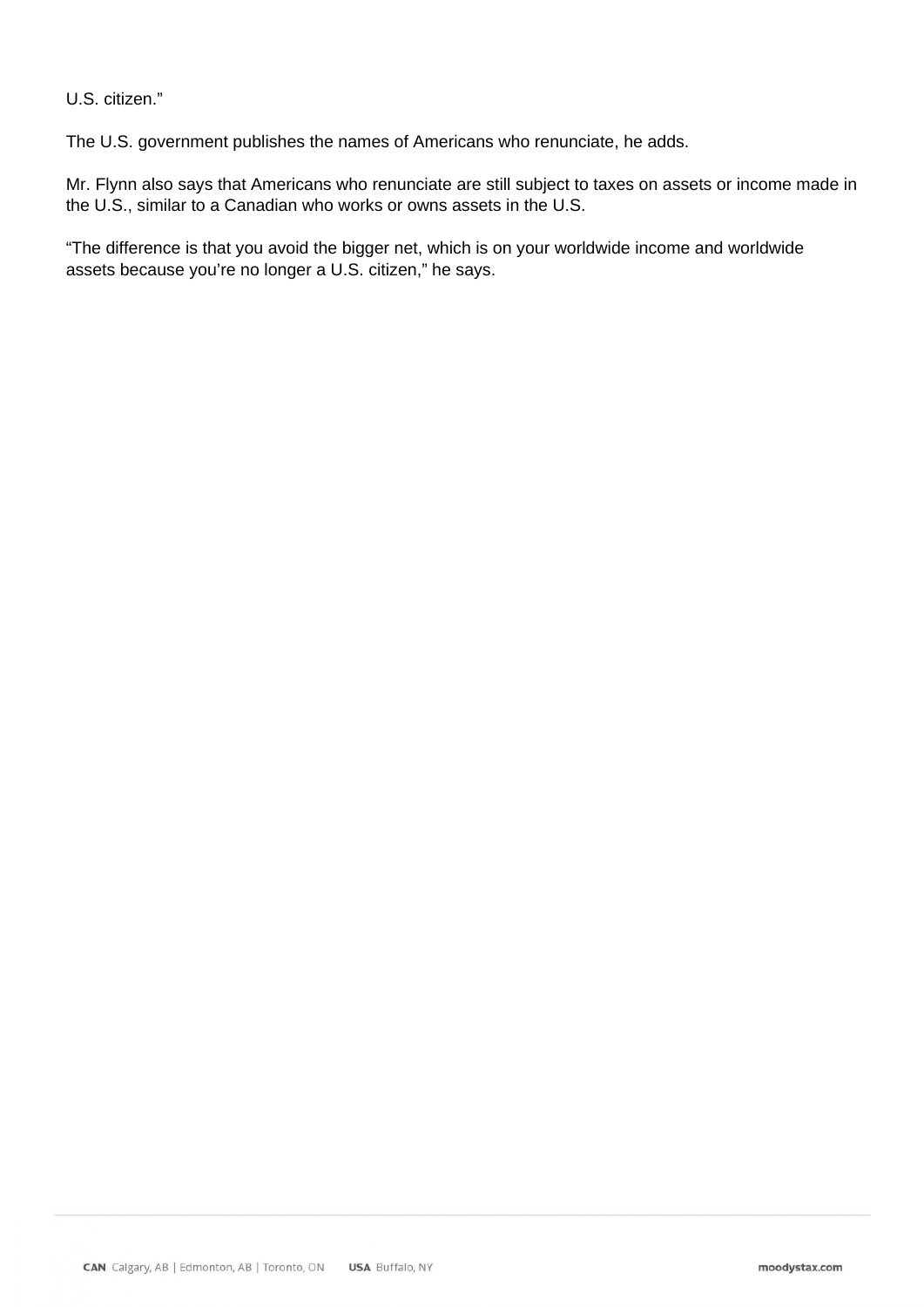U.S. citizen."

The U.S. government publishes the names of Americans who renunciate, he adds.

Mr. Flynn also says that Americans who renunciate are still subject to taxes on assets or income made in the U.S., similar to a Canadian who works or owns assets in the U.S.

"The difference is that you avoid the bigger net, which is on your worldwide income and worldwide assets because you're no longer a U.S. citizen," he says.